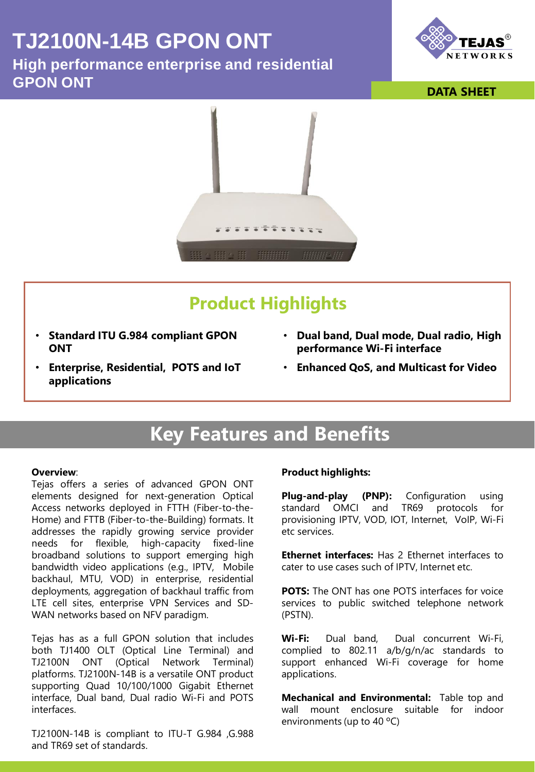# TJ2100N-14B GPON ONT

## High performance enterprise and residential GPON ONT

TEJAS NETWORKS

DATA SHEET

## Product Highlights

- **Standard ITU G.984 compliant GPON ONT**
- **Enterprise, Residential, POTS and IoT applications**
- **Dual band, Dual mode, Dual radio, High performance Wi-Fi interface**
- **Enhanced QoS, and Multicast for Video**

## Key Features and Benefits

**Overview**:
Tejas offers a series of advanced GPON ONT elements designed for next-generation Optical Access networks deployed in FTTH (Fiber-to-the-Home) and FTTB (Fiber-to-the-Building) formats. It addresses the rapidly growing service provider needs for flexible, high-capacity fixed-line broadband solutions to support emerging high bandwidth video applications (e.g., IPTV, Mobile backhaul, MTU, VOD) in enterprise, residential deployments, aggregation of backhaul traffic from LTE cell sites, enterprise VPN Services and SD-WAN networks based on NFV paradigm.

Tejas has as a full GPON solution that includes both TJ1400 OLT (Optical Line Terminal) and TJ2100N ONT (Optical Network Terminal) platforms. TJ2100N-14B is a versatile ONT product supporting Quad 10/100/1000 Gigabit Ethernet interface, Dual band, Dual radio Wi-Fi and POTS interfaces.

TJ2100N-14B is compliant to ITU-T G.984 ,G.988 and TR69 set of standards.

**Product highlights:**

**Plug-and-play (PNP):** Configuration using standard OMCI and TR69 protocols for provisioning IPTV, VOD, IOT, Internet, VoIP, Wi-Fi etc services.

**Ethernet interfaces:** Has 2 Ethernet interfaces to cater to use cases such of IPTV, Internet etc.

**POTS:** The ONT has one POTS interfaces for voice services to public switched telephone network (PSTN).

**Wi-Fi:** Dual band, Dual concurrent Wi-Fi, complied to 802.11 a/b/g/n/ac standards to support enhanced Wi-Fi coverage for home applications.

**Mechanical and Environmental:** Table top and wall mount enclosure suitable for indoor environments (up to 40 ºC)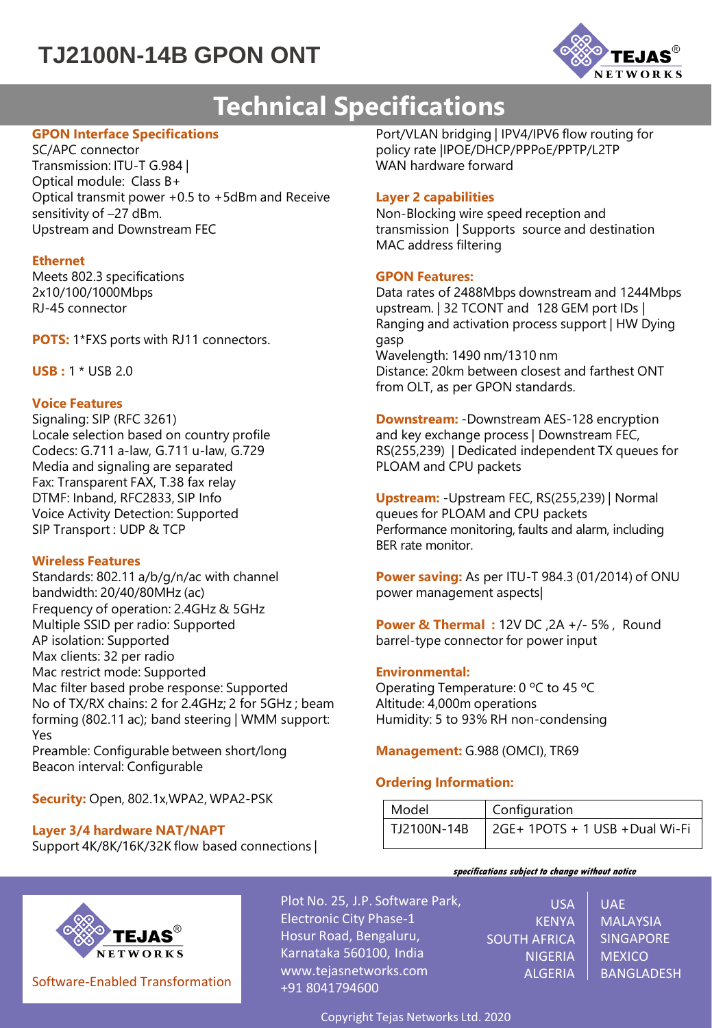# TJ2100N-14B GPON ONT

## Technical Specifications

**GPON Interface Specifications**
SC/APC connector
Transmission: ITU-T G.984 |
Optical module: Class B+
Optical transmit power +0.5 to +5dBm and Receive sensitivity of –27 dBm.
Upstream and Downstream FEC

**Ethernet**
Meets 802.3 specifications
2x10/100/1000Mbps
RJ-45 connector

**POTS:** 1*FXS ports with RJ11 connectors.

**USB :** 1 * USB 2.0

**Voice Features**
Signaling: SIP (RFC 3261)
Locale selection based on country profile
Codecs: G.711 a-law, G.711 u-law, G.729
Media and signaling are separated
Fax: Transparent FAX, T.38 fax relay
DTMF: Inband, RFC2833, SIP Info
Voice Activity Detection: Supported
SIP Transport : UDP & TCP

**Wireless Features**
Standards: 802.11 a/b/g/n/ac with channel bandwidth: 20/40/80MHz (ac)
Frequency of operation: 2.4GHz & 5GHz
Multiple SSID per radio: Supported
AP isolation: Supported
Max clients: 32 per radio
Mac restrict mode: Supported
Mac filter based probe response: Supported
No of TX/RX chains: 2 for 2.4GHz; 2 for 5GHz ; beam forming (802.11 ac); band steering | WMM support: Yes
Preamble: Configurable between short/long
Beacon interval: Configurable

**Security:** Open, 802.1x,WPA2, WPA2-PSK

**Layer 3/4 hardware NAT/NAPT**
Support 4K/8K/16K/32K flow based connections | Port/VLAN bridging | IPV4/IPV6 flow routing for policy rate |IPOE/DHCP/PPPoE/PPTP/L2TP WAN hardware forward

**Layer 2 capabilities**
Non-Blocking wire speed reception and transmission | Supports source and destination MAC address filtering

**GPON Features:**
Data rates of 2488Mbps downstream and 1244Mbps upstream. | 32 TCONT and 128 GEM port IDs | Ranging and activation process support | HW Dying gasp
Wavelength: 1490 nm/1310 nm
Distance: 20km between closest and farthest ONT from OLT, as per GPON standards.

**Downstream:** -Downstream AES-128 encryption and key exchange process | Downstream FEC, RS(255,239) | Dedicated independent TX queues for PLOAM and CPU packets

**Upstream:** -Upstream FEC, RS(255,239) | Normal queues for PLOAM and CPU packets
Performance monitoring, faults and alarm, including BER rate monitor.

**Power saving:** As per ITU-T 984.3 (01/2014) of ONU power management aspects|

**Power & Thermal :** 12V DC ,2A +/- 5% , Round barrel-type connector for power input

**Environmental:**
Operating Temperature: 0 ºC to 45 ºC
Altitude: 4,000m operations
Humidity: 5 to 93% RH non-condensing

**Management:** G.988 (OMCI), TR69

**Ordering Information:**

| Model | Configuration |
|---|---|
| TJ2100N-14B | 2GE+ 1POTS + 1 USB +Dual Wi-Fi |

*specifications subject to change without notice*

TEJAS® NETWORKS
Software-Enabled Transformation

Plot No. 25, J.P. Software Park,
Electronic City Phase-1
Hosur Road, Bengaluru,
Karnataka 560100, India
www.tejasnetworks.com
+91 8041794600

USA | UAE
KENYA | MALAYSIA
SOUTH AFRICA | SINGAPORE
NIGERIA | MEXICO
ALGERIA | BANGLADESH

Copyright Tejas Networks Ltd. 2020